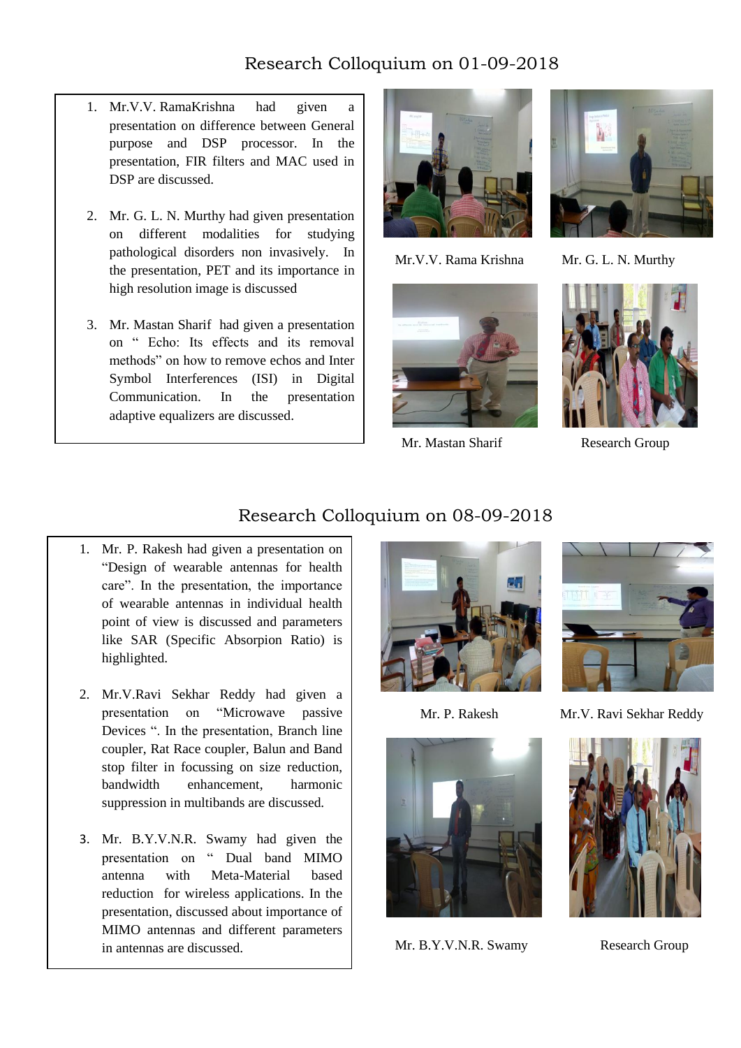## Research Colloquium on 01-09-2018

1. Mr.V.V. RamaKrishna had given a presentation on difference between General purpose and DSP processor. In the presentation, FIR filters and MAC used in DSP are discussed.

2. Mr. G. L. N. Murthy had given presentation on different modalities for studying pathological disorders non invasively. In the presentation, PET and its importance in high resolution image is discussed

3. Mr. Mastan Sharif had given a presentation on " Echo: Its effects and its removal methods" on how to remove echos and Inter Symbol Interferences (ISI) in Digital Communication. In the presentation adaptive equalizers are discussed.

Mr.V.V. Rama Krishna

Mr. G. L. N. Murthy

Mr. Mastan Sharif

Research Group

## Research Colloquium on 08-09-2018

1. Mr. P. Rakesh had given a presentation on "Design of wearable antennas for health care". In the presentation, the importance of wearable antennas in individual health point of view is discussed and parameters like SAR (Specific Absorpion Ratio) is highlighted.

2. Mr.V.Ravi Sekhar Reddy had given a presentation on "Microwave passive Devices ". In the presentation, Branch line coupler, Rat Race coupler, Balun and Band stop filter in focussing on size reduction, bandwidth enhancement, harmonic suppression in multibands are discussed.

3. Mr. B.Y.V.N.R. Swamy had given the presentation on " Dual band MIMO antenna with Meta-Material based reduction for wireless applications. In the presentation, discussed about importance of MIMO antennas and different parameters in antennas are discussed.

Mr. P. Rakesh

Mr.V. Ravi Sekhar Reddy

Mr. B.Y.V.N.R. Swamy

Research Group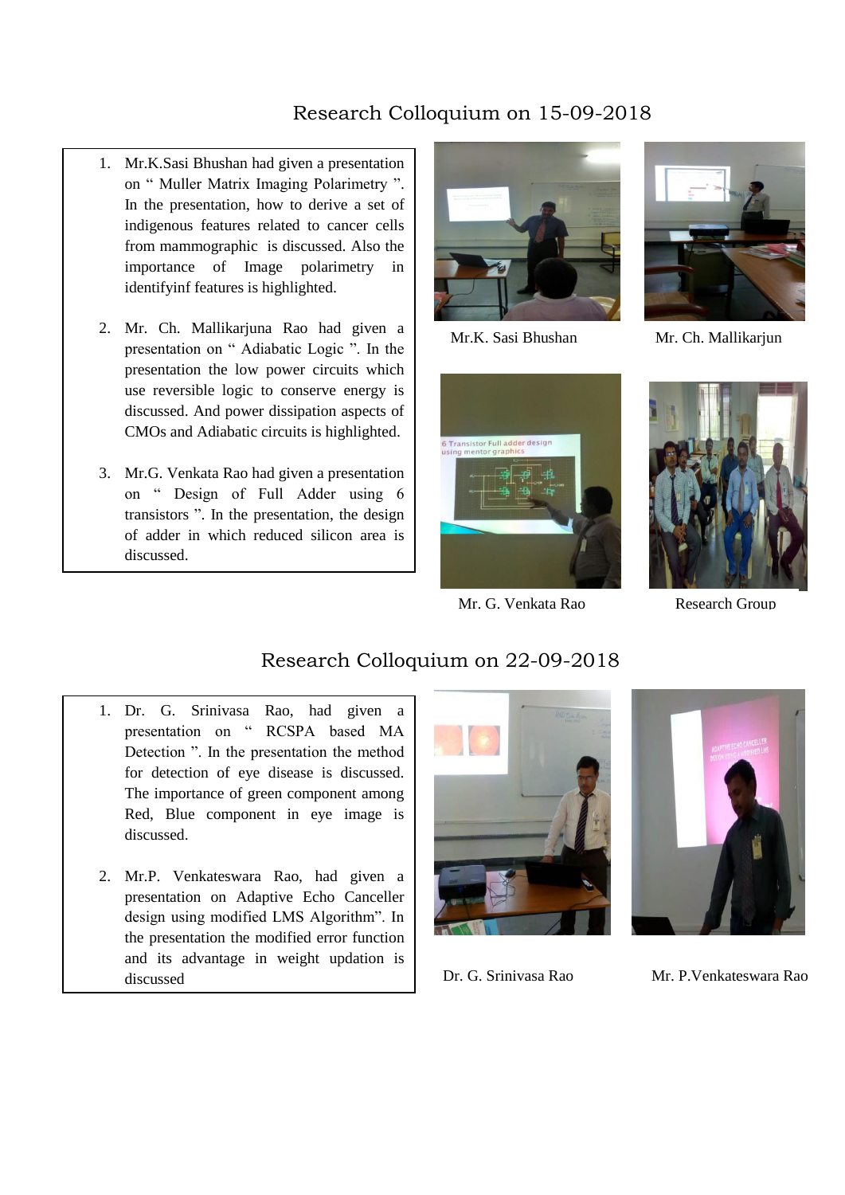## Research Colloquium on 15-09-2018

1. Mr.K.Sasi Bhushan had given a presentation on " Muller Matrix Imaging Polarimetry ". In the presentation, how to derive a set of indigenous features related to cancer cells from mammographic is discussed. Also the importance of Image polarimetry in identifyinf features is highlighted.

2. Mr. Ch. Mallikarjuna Rao had given a presentation on " Adiabatic Logic ". In the presentation the low power circuits which use reversible logic to conserve energy is discussed. And power dissipation aspects of CMOs and Adiabatic circuits is highlighted.

3. Mr.G. Venkata Rao had given a presentation on " Design of Full Adder using 6 transistors ". In the presentation, the design of adder in which reduced silicon area is discussed.

Mr.K. Sasi Bhushan

Mr. Ch. Mallikarjun

Mr. G. Venkata Rao

Research Group

## Research Colloquium on 22-09-2018

1. Dr. G. Srinivasa Rao, had given a presentation on " RCSPA based MA Detection ". In the presentation the method for detection of eye disease is discussed. The importance of green component among Red, Blue component in eye image is discussed.

2. Mr.P. Venkateswara Rao, had given a presentation on Adaptive Echo Canceller design using modified LMS Algorithm". In the presentation the modified error function and its advantage in weight updation is discussed

Dr. G. Srinivasa Rao

Mr. P.Venkateswara Rao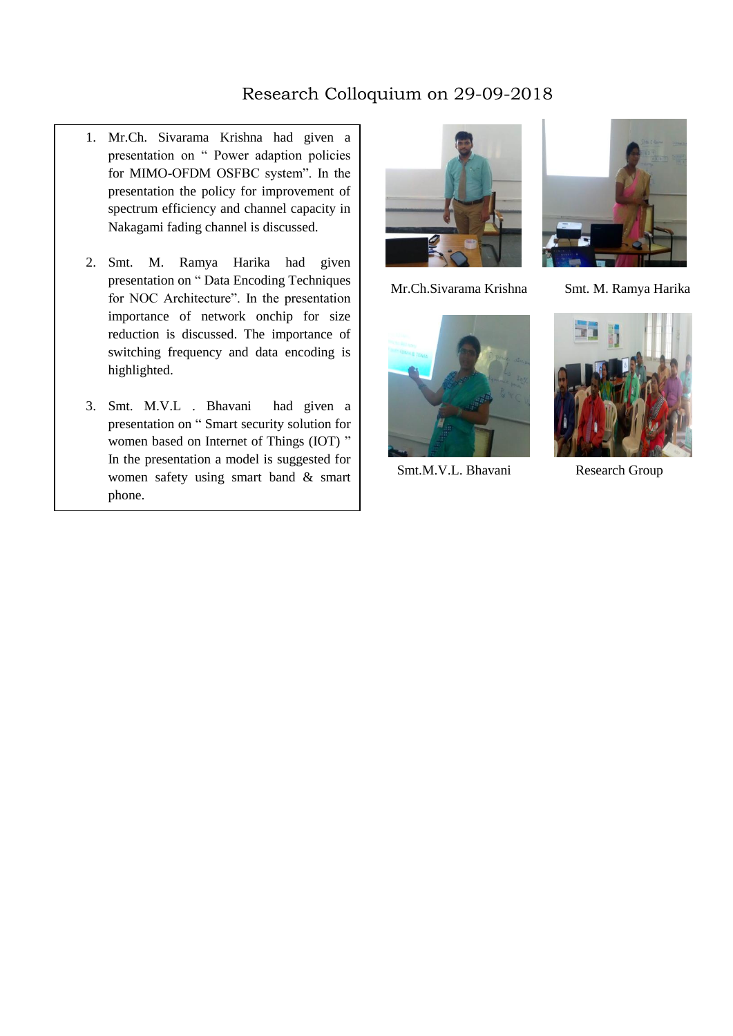# Research Colloquium on 29-09-2018

1. Mr.Ch. Sivarama Krishna had given a presentation on " Power adaption policies for MIMO-OFDM OSFBC system". In the presentation the policy for improvement of spectrum efficiency and channel capacity in Nakagami fading channel is discussed.

2. Smt. M. Ramya Harika had given presentation on " Data Encoding Techniques for NOC Architecture". In the presentation importance of network onchip for size reduction is discussed. The importance of switching frequency and data encoding is highlighted.

3. Smt. M.V.L . Bhavani had given a presentation on " Smart security solution for women based on Internet of Things (IOT) " In the presentation a model is suggested for women safety using smart band & smart phone.

Mr.Ch.Sivarama Krishna

Smt. M. Ramya Harika

Smt.M.V.L. Bhavani

Research Group